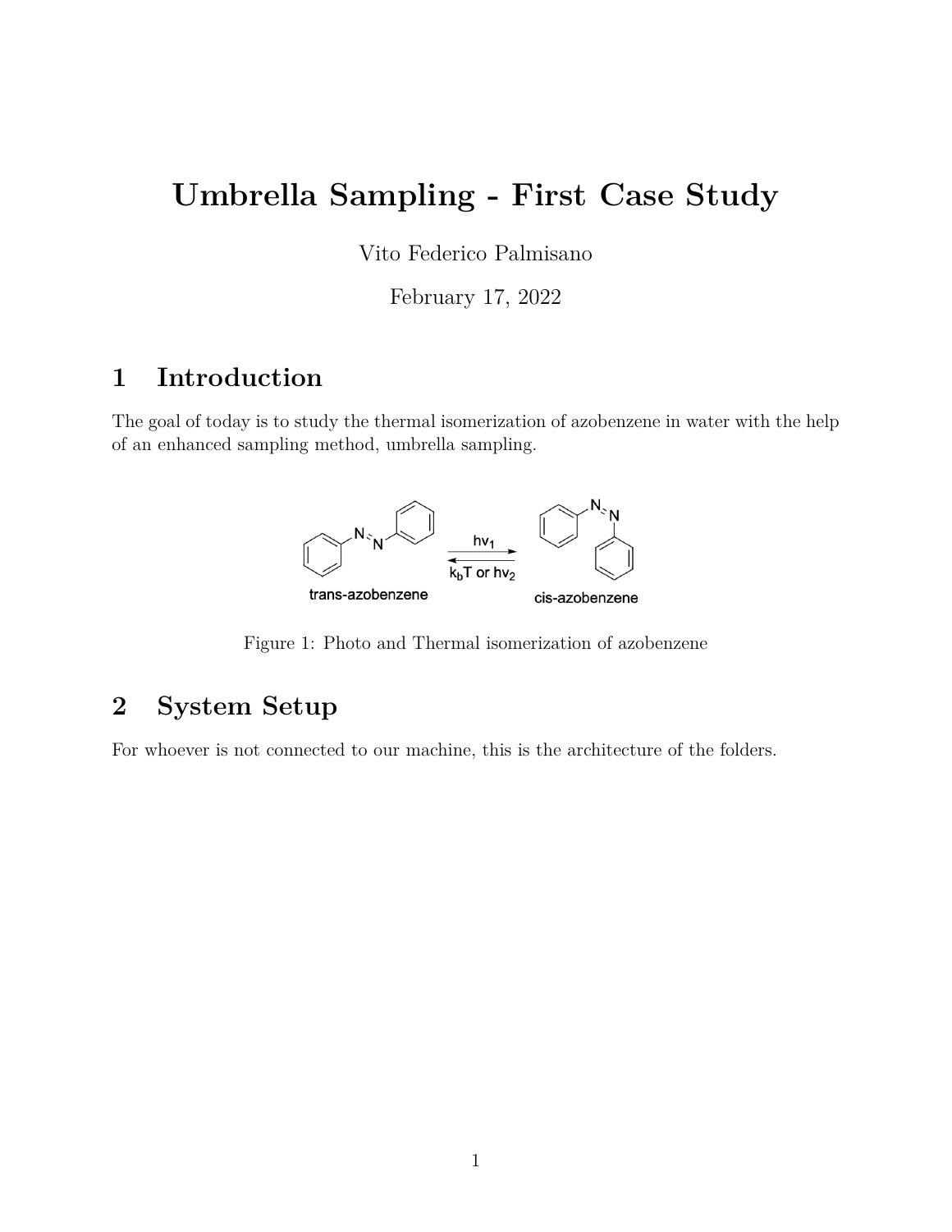# Umbrella Sampling - First Case Study

Vito Federico Palmisano

February 17, 2022

## 1 Introduction

The goal of today is to study the thermal isomerization of azobenzene in water with the help of an enhanced sampling method, umbrella sampling.

Figure 1: Photo and Thermal isomerization of azobenzene

## 2 System Setup

For whoever is not connected to our machine, this is the architecture of the folders.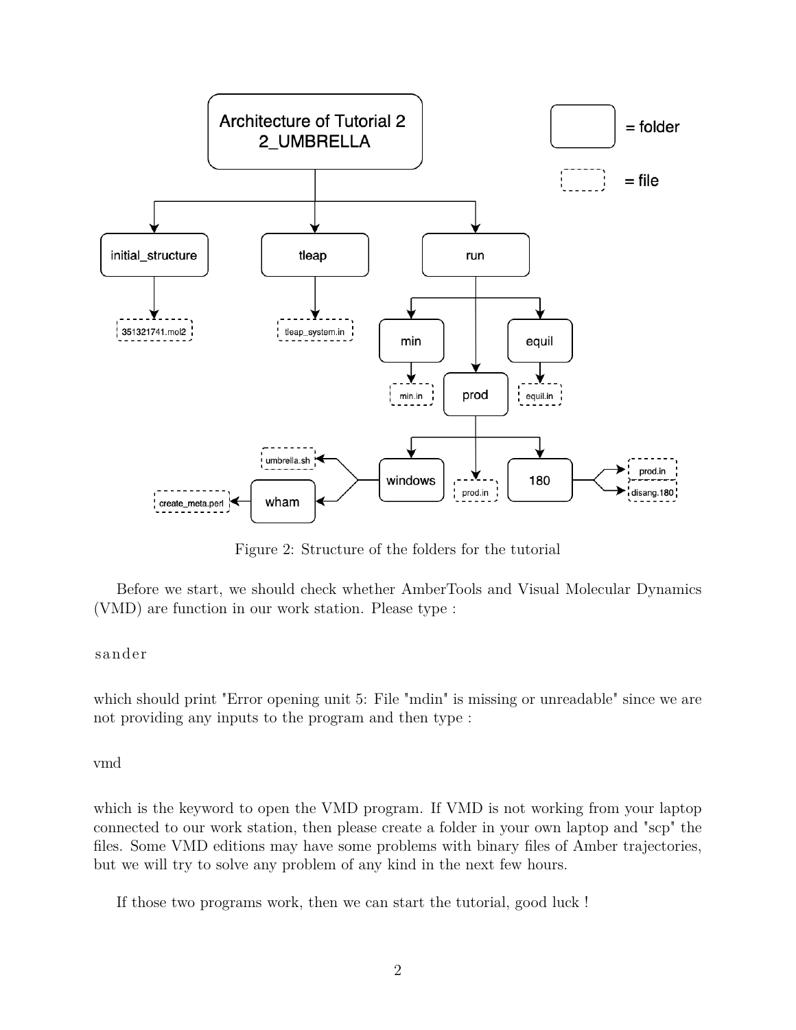Figure 2: Structure of the folders for the tutorial

Before we start, we should check whether AmberTools and Visual Molecular Dynamics (VMD) are function in our work station. Please type :

```
sander
```

which should print "Error opening unit 5: File "mdin" is missing or unreadable" since we are not providing any inputs to the program and then type :

```
vmd
```

which is the keyword to open the VMD program. If VMD is not working from your laptop connected to our work station, then please create a folder in your own laptop and "scp" the files. Some VMD editions may have some problems with binary files of Amber trajectories, but we will try to solve any problem of any kind in the next few hours.

If those two programs work, then we can start the tutorial, good luck !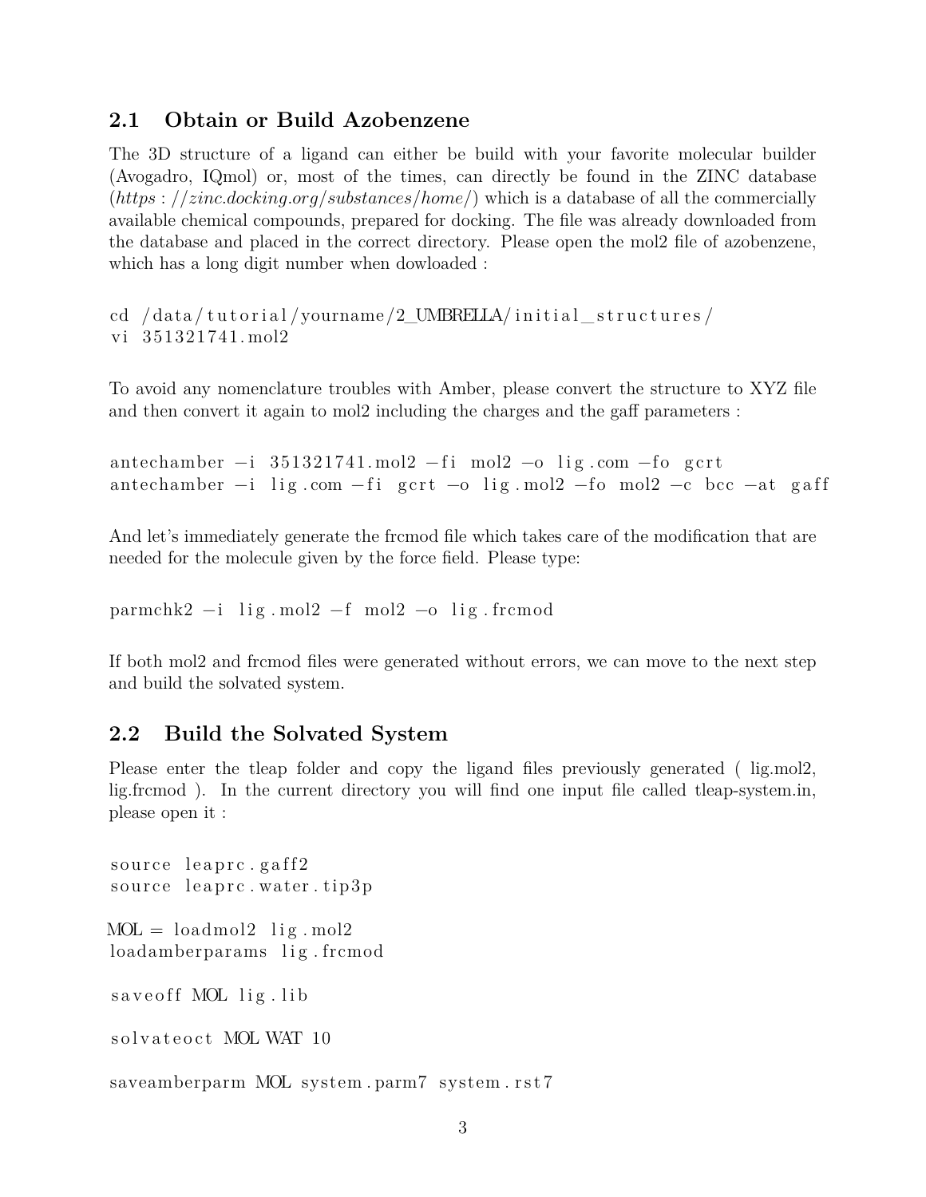### 2.1 Obtain or Build Azobenzene

The 3D structure of a ligand can either be build with your favorite molecular builder (Avogadro, IQmol) or, most of the times, can directly be found in the ZINC database (*https://zinc.docking.org/substances/home/*) which is a database of all the commercially available chemical compounds, prepared for docking. The file was already downloaded from the database and placed in the correct directory. Please open the mol2 file of azobenzene, which has a long digit number when dowloaded :

```
cd /data/tutorial/yourname/2_UMBRELLA/initial_structures/
vi 351321741.mol2
```

To avoid any nomenclature troubles with Amber, please convert the structure to XYZ file and then convert it again to mol2 including the charges and the gaff parameters :

```
antechamber -i 351321741.mol2 -fi mol2 -o lig.com -fo gcrt
antechamber -i lig.com -fi gcrt -o lig.mol2 -fo mol2 -c bcc -at gaff
```

And let's immediately generate the frcmod file which takes care of the modification that are needed for the molecule given by the force field. Please type:

```
parmchk2 -i lig.mol2 -f mol2 -o lig.frcmod
```

If both mol2 and frcmod files were generated without errors, we can move to the next step and build the solvated system.

### 2.2 Build the Solvated System

Please enter the tleap folder and copy the ligand files previously generated ( lig.mol2, lig.frcmod ). In the current directory you will find one input file called tleap-system.in, please open it :

```
source leaprc.gaff2
source leaprc.water.tip3p

MOL = loadmol2 lig.mol2
loadamberparams lig.frcmod

saveoff MOL lig.lib

solvateoct MOL WAT 10

saveamberparm MOL system.parm7 system.rst7
```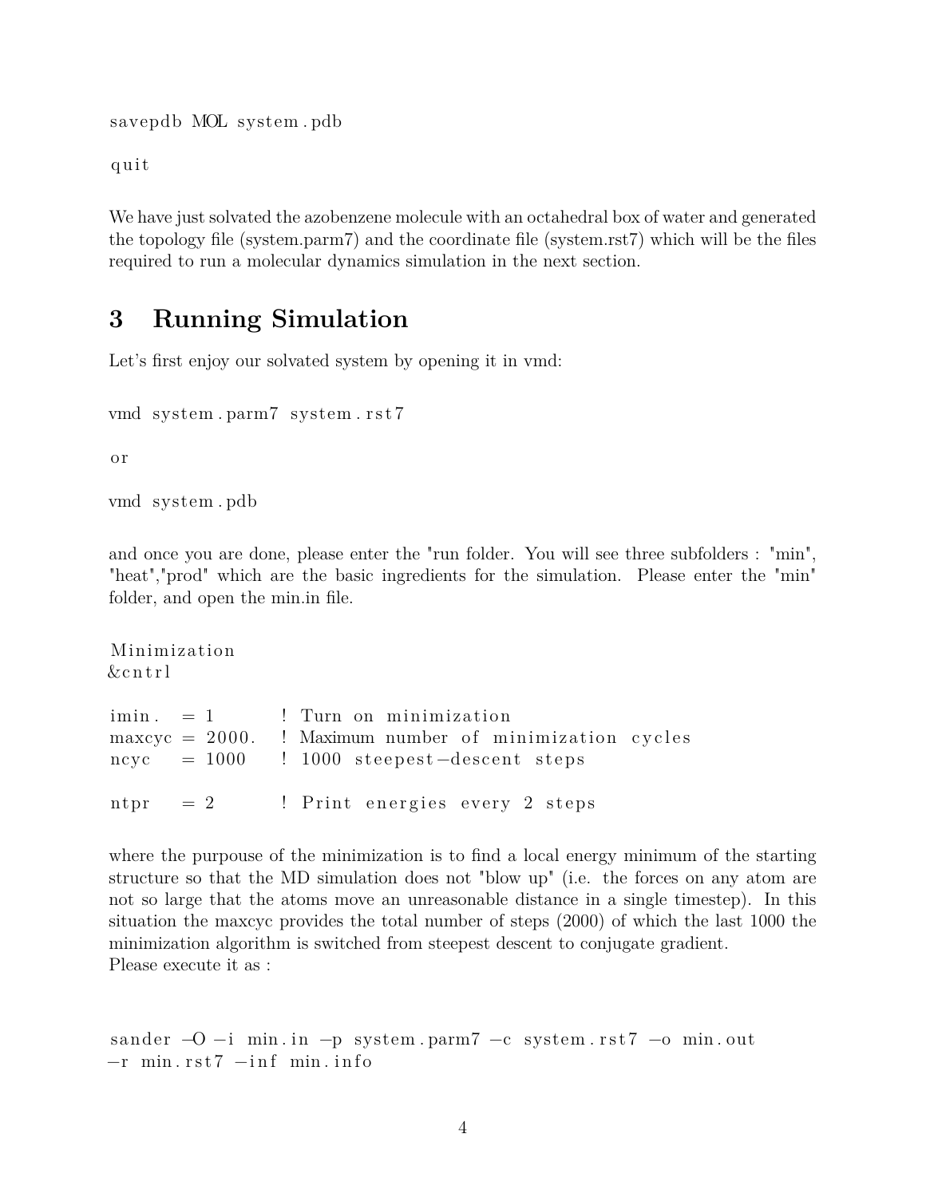```
savepdb MOL system.pdb

quit
```

We have just solvated the azobenzene molecule with an octahedral box of water and generated the topology file (system.parm7) and the coordinate file (system.rst7) which will be the files required to run a molecular dynamics simulation in the next section.

# 3 Running Simulation

Let's first enjoy our solvated system by opening it in vmd:

```
vmd system.parm7 system.rst7

or

vmd system.pdb
```

and once you are done, please enter the "run folder. You will see three subfolders : "min", "heat","prod" which are the basic ingredients for the simulation. Please enter the "min" folder, and open the min.in file.

```
Minimization
&cntrl

imin.   = 1       ! Turn on minimization
maxcyc = 2000.    ! Maximum number of minimization cycles
ncyc    = 1000    ! 1000 steepest-descent steps

ntpr    = 2       ! Print energies every 2 steps
```

where the purpouse of the minimization is to find a local energy minimum of the starting structure so that the MD simulation does not "blow up" (i.e. the forces on any atom are not so large that the atoms move an unreasonable distance in a single timestep). In this situation the maxcyc provides the total number of steps (2000) of which the last 1000 the minimization algorithm is switched from steepest descent to conjugate gradient.
Please execute it as :

```
sander -O -i min.in -p system.parm7 -c system.rst7 -o min.out
-r min.rst7 -inf min.info
```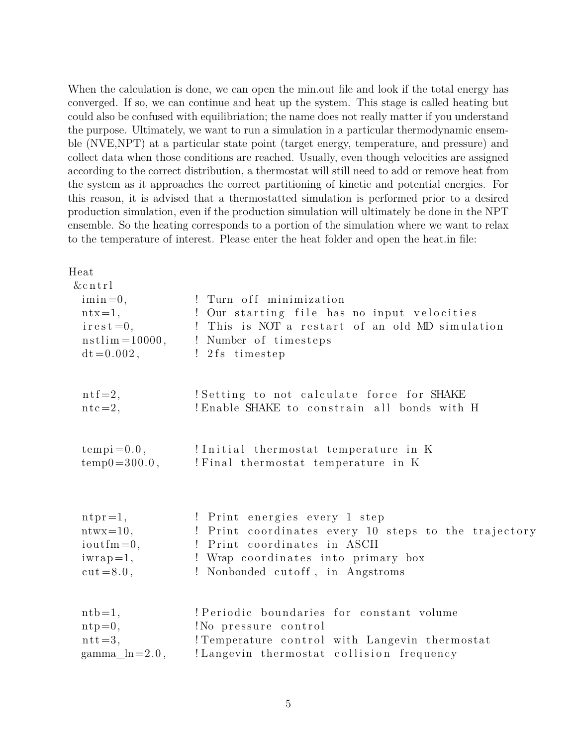When the calculation is done, we can open the min.out file and look if the total energy has converged. If so, we can continue and heat up the system. This stage is called heating but could also be confused with equilibriation; the name does not really matter if you understand the purpose. Ultimately, we want to run a simulation in a particular thermodynamic ensemble (NVE,NPT) at a particular state point (target energy, temperature, and pressure) and collect data when those conditions are reached. Usually, even though velocities are assigned according to the correct distribution, a thermostat will still need to add or remove heat from the system as it approaches the correct partitioning of kinetic and potential energies. For this reason, it is advised that a thermostatted simulation is performed prior to a desired production simulation, even if the production simulation will ultimately be done in the NPT ensemble. So the heating corresponds to a portion of the simulation where we want to relax to the temperature of interest. Please enter the heat folder and open the heat.in file:

```
Heat
 &cntrl
  imin=0,            ! Turn off minimization
  ntx=1,             ! Our starting file has no input velocities
  irest=0,           ! This is NOT a restart of an old MD simulation
  nstlim=10000,      ! Number of timesteps
  dt=0.002,          ! 2fs timestep


  ntf=2,             !Setting to not calculate force for SHAKE
  ntc=2,             !Enable SHAKE to constrain all bonds with H


  tempi=0.0,         !Initial thermostat temperature in K
  temp0=300.0,       !Final thermostat temperature in K



  ntpr=1,            ! Print energies every 1 step
  ntwx=10,           ! Print coordinates every 10 steps to the trajectory
  ioutfm=0,          ! Print coordinates in ASCII
  iwrap=1,           ! Wrap coordinates into primary box
  cut=8.0,           ! Nonbonded cutoff, in Angstroms


  ntb=1,             !Periodic boundaries for constant volume
  ntp=0,             !No pressure control
  ntt=3,             !Temperature control with Langevin thermostat
  gamma_ln=2.0,      !Langevin thermostat collision frequency
```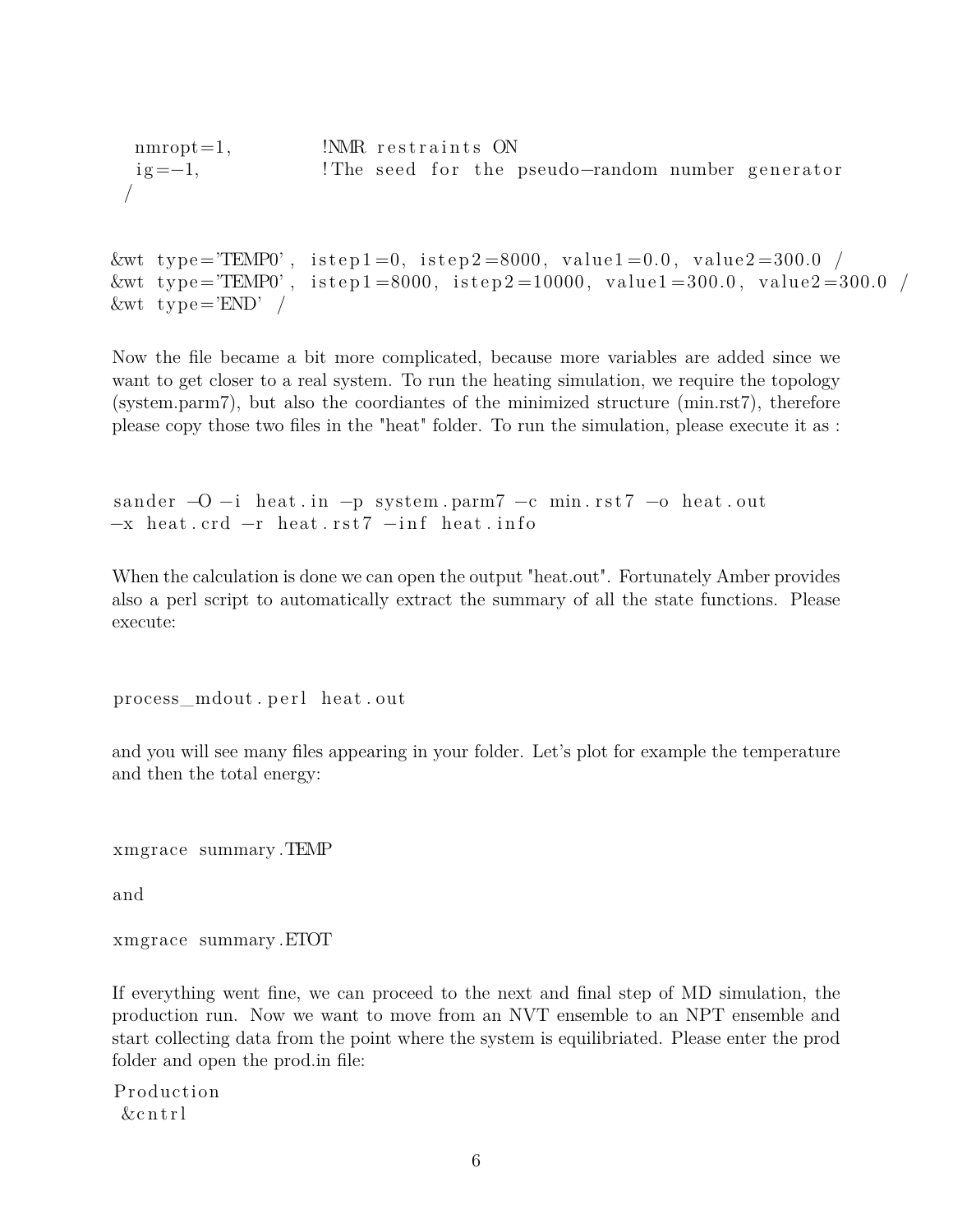```
  nmropt=1,           !NMR restraints ON
  ig=-1,              !The seed for the pseudo-random number generator
 /

&wt type='TEMP0', istep1=0, istep2=8000, value1=0.0, value2=300.0 /
&wt type='TEMP0', istep1=8000, istep2=10000, value1=300.0, value2=300.0 /
&wt type='END' /
```

Now the file became a bit more complicated, because more variables are added since we want to get closer to a real system. To run the heating simulation, we require the topology (system.parm7), but also the coordiantes of the minimized structure (min.rst7), therefore please copy those two files in the "heat" folder. To run the simulation, please execute it as :

```
sander -O -i heat.in -p system.parm7 -c min.rst7 -o heat.out
-x heat.crd -r heat.rst7 -inf heat.info
```

When the calculation is done we can open the output "heat.out". Fortunately Amber provides also a perl script to automatically extract the summary of all the state functions. Please execute:

```
process_mdout.perl heat.out
```

and you will see many files appearing in your folder. Let's plot for example the temperature and then the total energy:

```
xmgrace summary.TEMP
```

and

```
xmgrace summary.ETOT
```

If everything went fine, we can proceed to the next and final step of MD simulation, the production run. Now we want to move from an NVT ensemble to an NPT ensemble and start collecting data from the point where the system is equilibriated. Please enter the prod folder and open the prod.in file:

```
Production
 &cntrl
```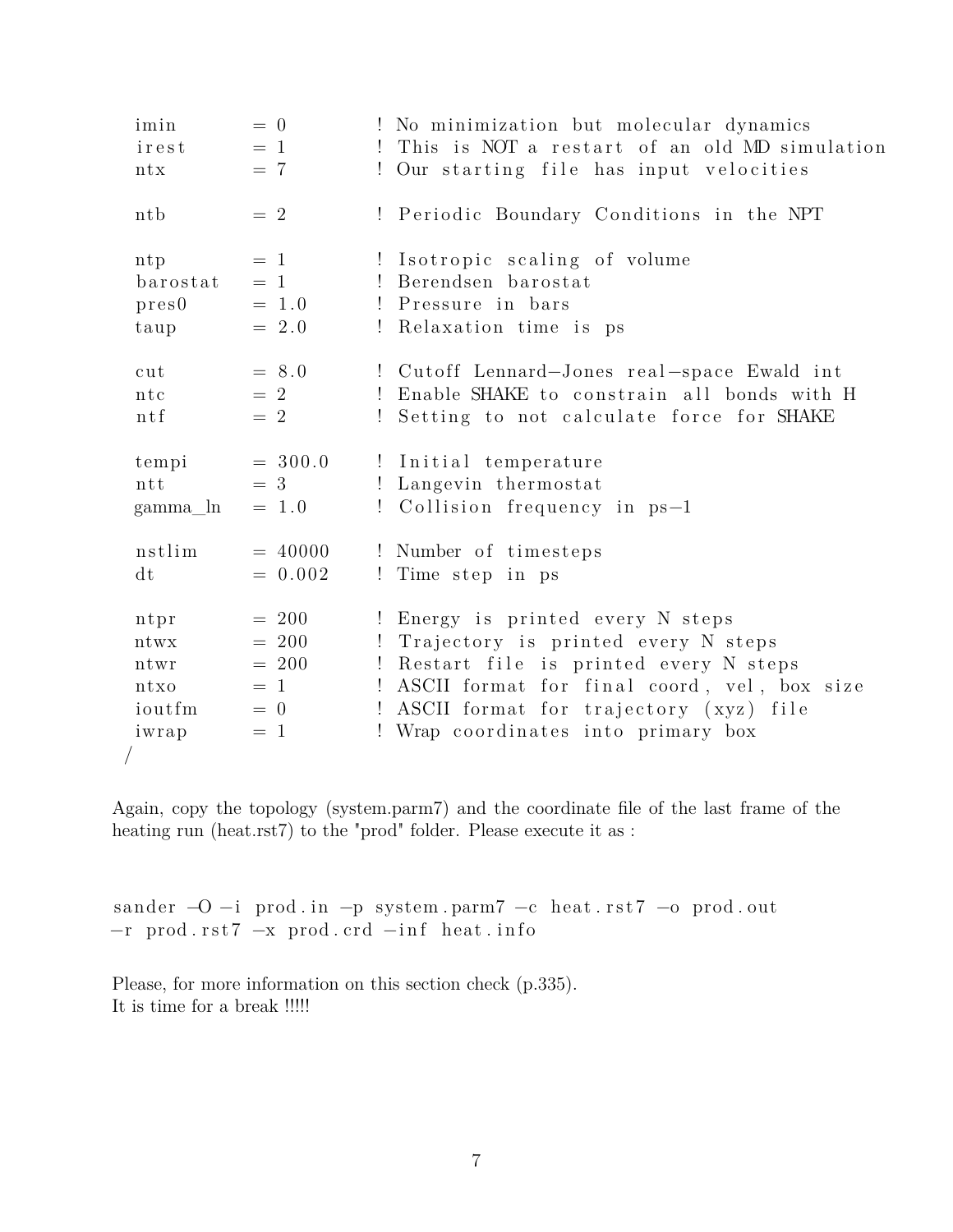```
 imin        = 0        ! No minimization but molecular dynamics
 irest       = 1        ! This is NOT a restart of an old MD simulation
 ntx         = 7        ! Our starting file has input velocities

 ntb         = 2        ! Periodic Boundary Conditions in the NPT

 ntp         = 1        ! Isotropic scaling of volume
 barostat    = 1        ! Berendsen barostat
 pres0       = 1.0      ! Pressure in bars
 taup        = 2.0      ! Relaxation time is ps

 cut         = 8.0      ! Cutoff Lennard-Jones real-space Ewald int
 ntc         = 2        ! Enable SHAKE to constrain all bonds with H
 ntf         = 2        ! Setting to not calculate force for SHAKE

 tempi       = 300.0    ! Initial temperature
 ntt         = 3        ! Langevin thermostat
 gamma_ln    = 1.0      ! Collision frequency in ps-1

 nstlim      = 40000    ! Number of timesteps
 dt          = 0.002    ! Time step in ps

 ntpr        = 200      ! Energy is printed every N steps
 ntwx        = 200      ! Trajectory is printed every N steps
 ntwr        = 200      ! Restart file is printed every N steps
 ntxo        = 1        ! ASCII format for final coord, vel, box size
 ioutfm      = 0        ! ASCII format for trajectory (xyz) file
 iwrap       = 1        ! Wrap coordinates into primary box
/
```

Again, copy the topology (system.parm7) and the coordinate file of the last frame of the heating run (heat.rst7) to the "prod" folder. Please execute it as :

```
sander -O -i prod.in -p system.parm7 -c heat.rst7 -o prod.out
-r prod.rst7 -x prod.crd -inf heat.info
```

Please, for more information on this section check (p.335).
It is time for a break !!!!!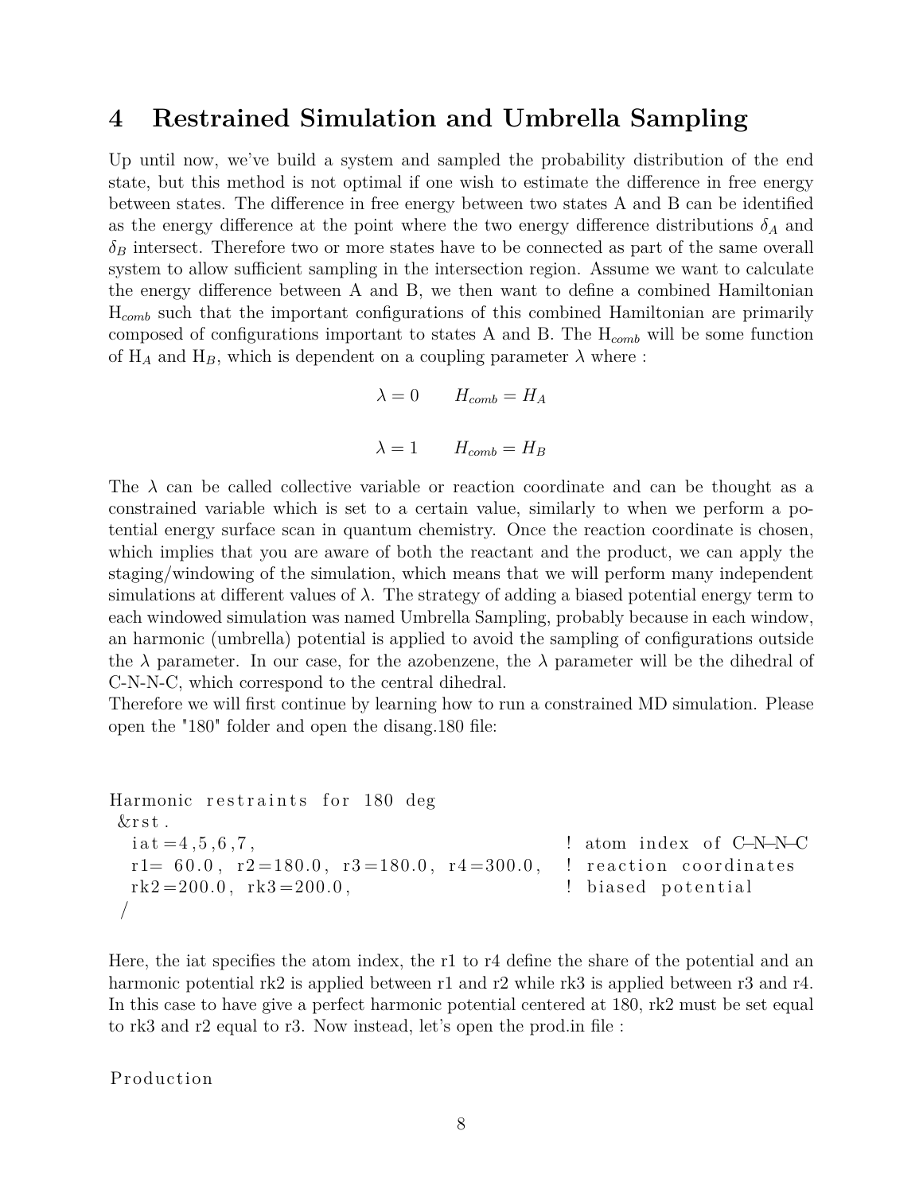## 4 Restrained Simulation and Umbrella Sampling

Up until now, we've build a system and sampled the probability distribution of the end state, but this method is not optimal if one wish to estimate the difference in free energy between states. The difference in free energy between two states A and B can be identified as the energy difference at the point where the two energy difference distributions $\delta_A$ and $\delta_B$ intersect. Therefore two or more states have to be connected as part of the same overall system to allow sufficient sampling in the intersection region. Assume we want to calculate the energy difference between A and B, we then want to define a combined Hamiltonian $H_{comb}$ such that the important configurations of this combined Hamiltonian are primarily composed of configurations important to states A and B. The $H_{comb}$ will be some function of $H_A$ and $H_B$, which is dependent on a coupling parameter $\lambda$ where :

$$\lambda = 0 \qquad H_{comb} = H_A$$

$$\lambda = 1 \qquad H_{comb} = H_B$$

The $\lambda$ can be called collective variable or reaction coordinate and can be thought as a constrained variable which is set to a certain value, similarly to when we perform a potential energy surface scan in quantum chemistry. Once the reaction coordinate is chosen, which implies that you are aware of both the reactant and the product, we can apply the staging/windowing of the simulation, which means that we will perform many independent simulations at different values of $\lambda$. The strategy of adding a biased potential energy term to each windowed simulation was named Umbrella Sampling, probably because in each window, an harmonic (umbrella) potential is applied to avoid the sampling of configurations outside the $\lambda$ parameter. In our case, for the azobenzene, the $\lambda$ parameter will be the dihedral of C-N-N-C, which correspond to the central dihedral.
Therefore we will first continue by learning how to run a constrained MD simulation. Please open the "180" folder and open the disang.180 file:

```
Harmonic restraints for 180 deg
 &rst.
  iat=4,5,6,7,                                  ! atom index of C–N–N–C
  r1= 60.0, r2=180.0, r3=180.0, r4=300.0,       ! reaction coordinates
  rk2=200.0, rk3=200.0,                         ! biased potential
 /
```

Here, the iat specifies the atom index, the r1 to r4 define the share of the potential and an harmonic potential rk2 is applied between r1 and r2 while rk3 is applied between r3 and r4. In this case to have give a perfect harmonic potential centered at 180, rk2 must be set equal to rk3 and r2 equal to r3. Now instead, let's open the prod.in file :

```
Production
```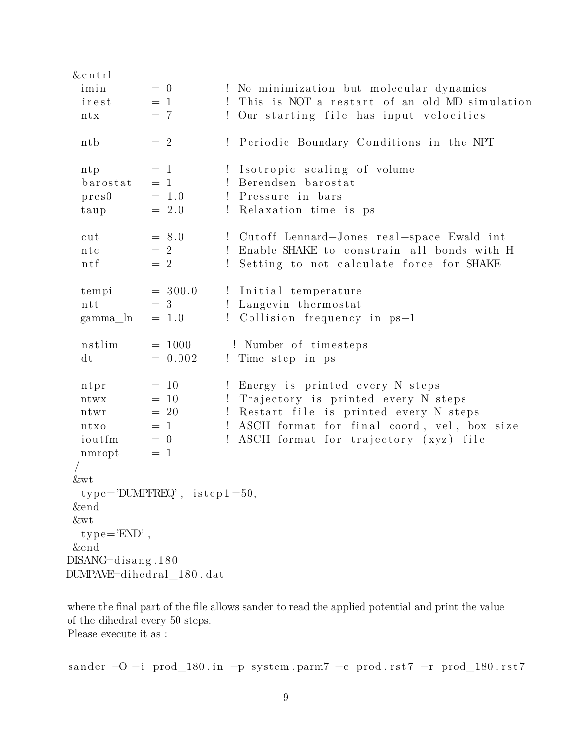```
 &cntrl
  imin        = 0         ! No minimization but molecular dynamics
  irest       = 1         ! This is NOT a restart of an old MD simulation
  ntx         = 7         ! Our starting file has input velocities

  ntb         = 2         ! Periodic Boundary Conditions in the NPT

  ntp         = 1         ! Isotropic scaling of volume
  barostat    = 1         ! Berendsen barostat
  pres0       = 1.0       ! Pressure in bars
  taup        = 2.0       ! Relaxation time is ps

  cut         = 8.0       ! Cutoff Lennard-Jones real-space Ewald int
  ntc         = 2         ! Enable SHAKE to constrain all bonds with H
  ntf         = 2         ! Setting to not calculate force for SHAKE

  tempi       = 300.0     ! Initial temperature
  ntt         = 3         ! Langevin thermostat
  gamma_ln    = 1.0       ! Collision frequency in ps-1

  nstlim      = 1000      ! Number of timesteps
  dt          = 0.002     ! Time step in ps

  ntpr        = 10        ! Energy is printed every N steps
  ntwx        = 10        ! Trajectory is printed every N steps
  ntwr        = 20        ! Restart file is printed every N steps
  ntxo        = 1         ! ASCII format for final coord, vel, box size
  ioutfm      = 0         ! ASCII format for trajectory (xyz) file
  nmropt      = 1
 /
 &wt
  type='DUMPFREQ', istep1=50,
 &end
 &wt
  type='END',
 &end
DISANG=disang.180
DUMPAVE=dihedral_180.dat
```

where the final part of the file allows sander to read the applied potential and print the value of the dihedral every 50 steps.
Please execute it as :

```
sander -O -i prod_180.in -p system.parm7 -c prod.rst7 -r prod_180.rst7
```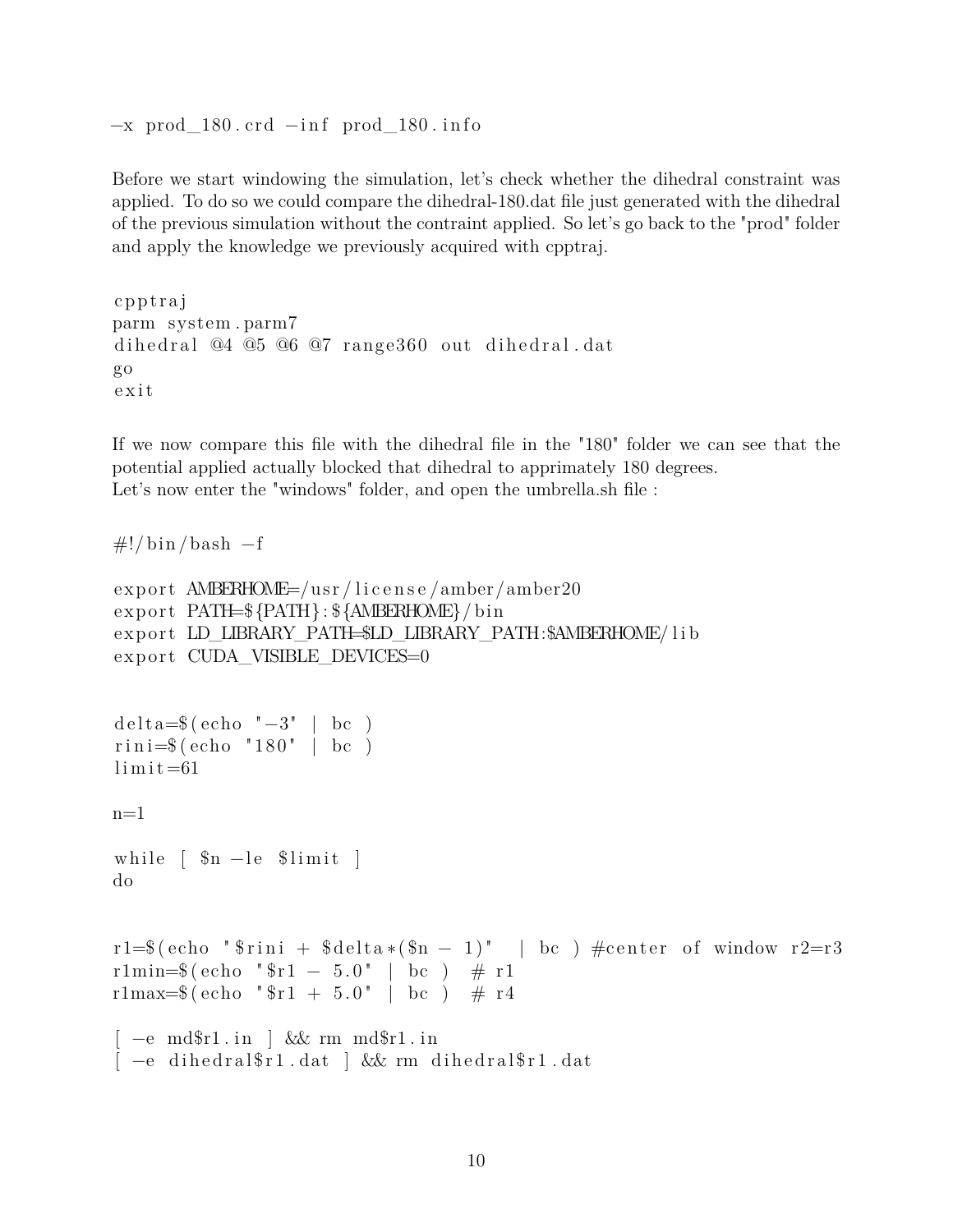```
-x prod_180.crd -inf prod_180.info
```

Before we start windowing the simulation, let's check whether the dihedral constraint was applied. To do so we could compare the dihedral-180.dat file just generated with the dihedral of the previous simulation without the contraint applied. So let's go back to the "prod" folder and apply the knowledge we previously acquired with cpptraj.

```
cpptraj
parm system.parm7
dihedral @4 @5 @6 @7 range360 out dihedral.dat
go
exit
```

If we now compare this file with the dihedral file in the "180" folder we can see that the potential applied actually blocked that dihedral to apprimately 180 degrees.
Let's now enter the "windows" folder, and open the umbrella.sh file :

```
#!/bin/bash -f

export AMBERHOME=/usr/license/amber/amber20
export PATH=${PATH}:${AMBERHOME}/bin
export LD_LIBRARY_PATH=$LD_LIBRARY_PATH:$AMBERHOME/lib
export CUDA_VISIBLE_DEVICES=0


delta=$(echo "-3" | bc )
rini=$(echo "180" | bc )
limit=61

n=1

while [ $n -le $limit ]
do


r1=$(echo "$rini + $delta*($n - 1)"  | bc ) #center of window r2=r3
r1min=$(echo "$r1 - 5.0" | bc )  # r1
r1max=$(echo "$r1 + 5.0" | bc )  # r4

[ -e md$r1.in ] && rm md$r1.in
[ -e dihedral$r1.dat ] && rm dihedral$r1.dat
```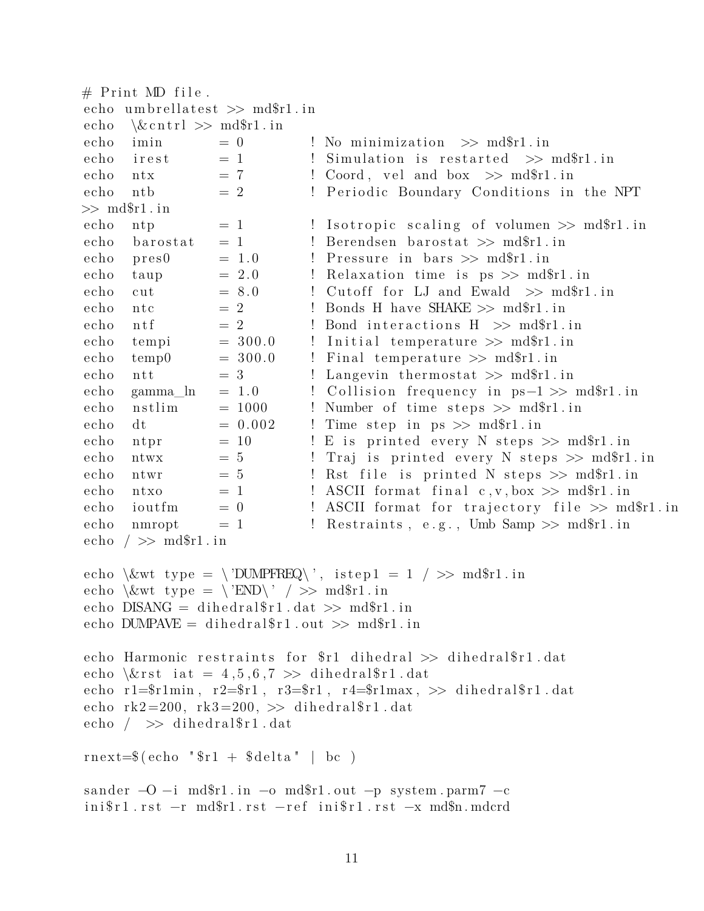```
# Print MD file.
echo umbrellatest >> md$r1.in
echo  \&cntrl >> md$r1.in
echo  imin       = 0        ! No minimization  >> md$r1.in
echo  irest      = 1        ! Simulation is restarted  >> md$r1.in
echo  ntx        = 7        ! Coord, vel and box  >> md$r1.in
echo  ntb        = 2        ! Periodic Boundary Conditions in the NPT
>> md$r1.in
echo  ntp        = 1        ! Isotropic scaling of volumen >> md$r1.in
echo  barostat   = 1        ! Berendsen barostat >> md$r1.in
echo  pres0      = 1.0      ! Pressure in bars >> md$r1.in
echo  taup       = 2.0      ! Relaxation time is ps >> md$r1.in
echo  cut        = 8.0      ! Cutoff for LJ and Ewald  >> md$r1.in
echo  ntc        = 2        ! Bonds H have SHAKE >> md$r1.in
echo  ntf        = 2        ! Bond interactions H  >> md$r1.in
echo  tempi      = 300.0    ! Initial temperature >> md$r1.in
echo  temp0      = 300.0    ! Final temperature >> md$r1.in
echo  ntt        = 3        ! Langevin thermostat >> md$r1.in
echo  gamma_ln   = 1.0      ! Collision frequency in ps-1 >> md$r1.in
echo  nstlim     = 1000     ! Number of time steps >> md$r1.in
echo  dt         = 0.002    ! Time step in ps >> md$r1.in
echo  ntpr       = 10       ! E is printed every N steps >> md$r1.in
echo  ntwx       = 5        ! Traj is printed every N steps >> md$r1.in
echo  ntwr       = 5        ! Rst file is printed N steps >> md$r1.in
echo  ntxo       = 1        ! ASCII format final c,v,box >> md$r1.in
echo  ioutfm     = 0        ! ASCII format for trajectory file >> md$r1.in
echo  nmropt     = 1        ! Restraints, e.g., Umb Samp >> md$r1.in
echo / >> md$r1.in

echo \&wt type = \'DUMPFREQ\', istep1 = 1 / >> md$r1.in
echo \&wt type = \'END\' / >> md$r1.in
echo DISANG = dihedral$r1.dat >> md$r1.in
echo DUMPAVE = dihedral$r1.out >> md$r1.in

echo Harmonic restraints for $r1 dihedral >> dihedral$r1.dat
echo \&rst iat = 4,5,6,7 >> dihedral$r1.dat
echo r1=$r1min, r2=$r1, r3=$r1, r4=$r1max, >> dihedral$r1.dat
echo rk2=200, rk3=200, >> dihedral$r1.dat
echo /  >> dihedral$r1.dat

rnext=$(echo "$r1 + $delta" | bc )

sander -O -i md$r1.in -o md$r1.out -p system.parm7 -c
ini$r1.rst -r md$r1.rst -ref ini$r1.rst -x md$n.mdcrd
```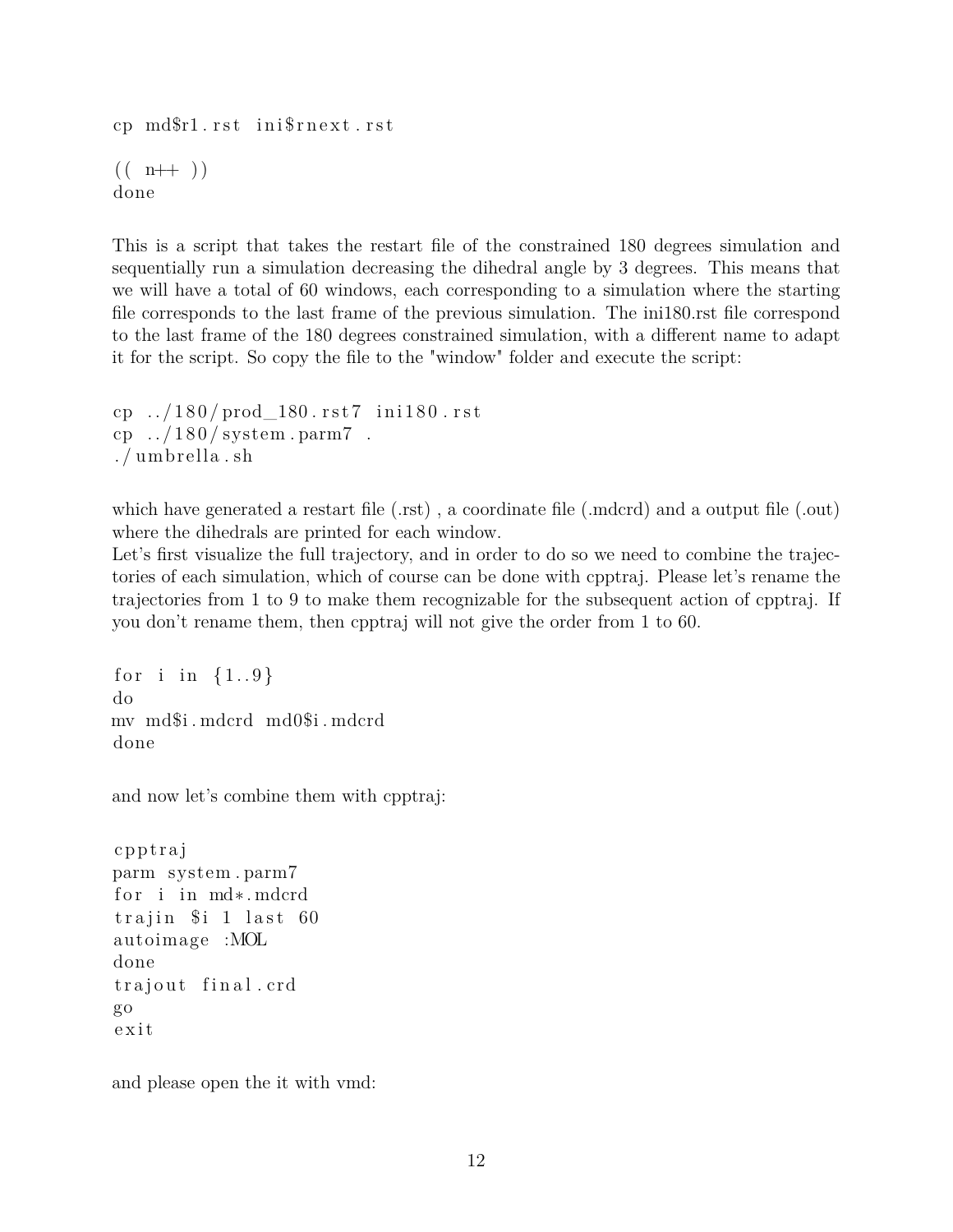```
cp md$r1.rst ini$rnext.rst

(( n++ ))
done
```

This is a script that takes the restart file of the constrained 180 degrees simulation and sequentially run a simulation decreasing the dihedral angle by 3 degrees. This means that we will have a total of 60 windows, each corresponding to a simulation where the starting file corresponds to the last frame of the previous simulation. The ini180.rst file correspond to the last frame of the 180 degrees constrained simulation, with a different name to adapt it for the script. So copy the file to the "window" folder and execute the script:

```
cp ../180/prod_180.rst7 ini180.rst
cp ../180/system.parm7 .
./umbrella.sh
```

which have generated a restart file (.rst) , a coordinate file (.mdcrd) and a output file (.out) where the dihedrals are printed for each window.
Let's first visualize the full trajectory, and in order to do so we need to combine the trajectories of each simulation, which of course can be done with cpptraj. Please let's rename the trajectories from 1 to 9 to make them recognizable for the subsequent action of cpptraj. If you don't rename them, then cpptraj will not give the order from 1 to 60.

```
for i in {1..9}
do
mv md$i.mdcrd md0$i.mdcrd
done
```

and now let's combine them with cpptraj:

```
cpptraj
parm system.parm7
for i in md*.mdcrd
trajin $i 1 last 60
autoimage :MOL
done
trajout final.crd
go
exit
```

and please open the it with vmd: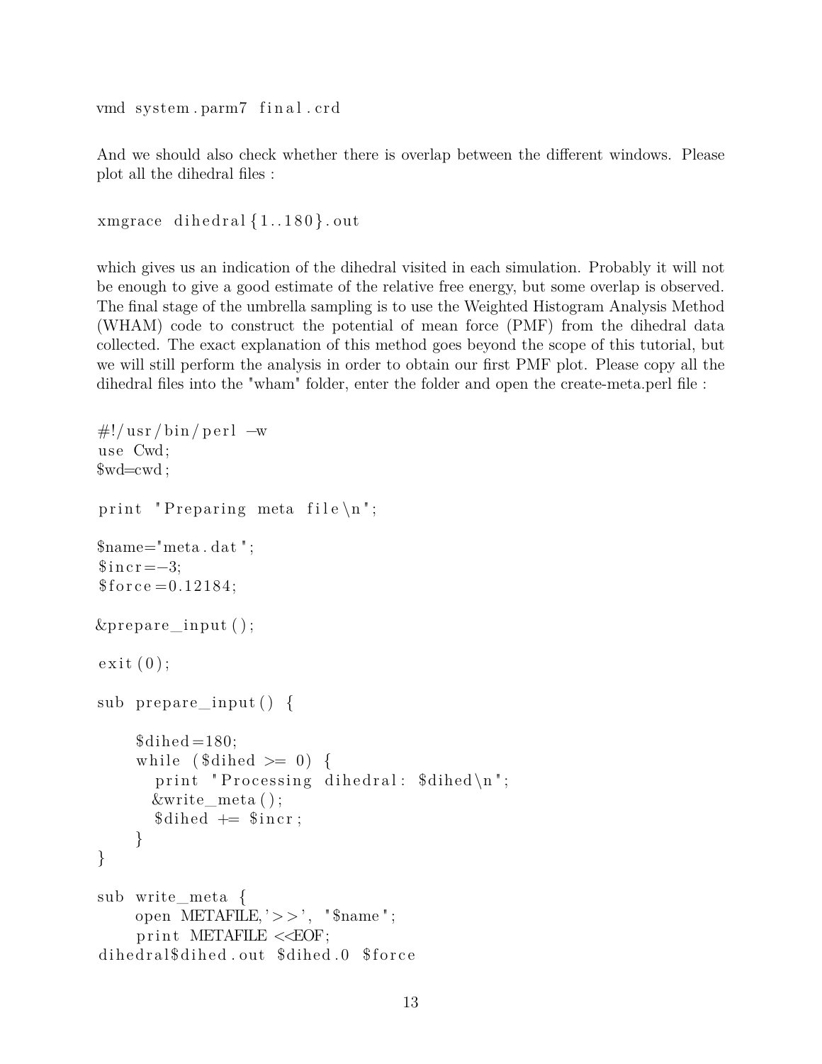```
vmd system.parm7 final.crd
```

And we should also check whether there is overlap between the different windows. Please plot all the dihedral files :

```
xmgrace dihedral{1..180}.out
```

which gives us an indication of the dihedral visited in each simulation. Probably it will not be enough to give a good estimate of the relative free energy, but some overlap is observed. The final stage of the umbrella sampling is to use the Weighted Histogram Analysis Method (WHAM) code to construct the potential of mean force (PMF) from the dihedral data collected. The exact explanation of this method goes beyond the scope of this tutorial, but we will still perform the analysis in order to obtain our first PMF plot. Please copy all the dihedral files into the "wham" folder, enter the folder and open the create-meta.perl file :

```
#!/usr/bin/perl -w
use Cwd;
$wd=cwd;

print "Preparing meta file\n";

$name="meta.dat";
$incr=-3;
$force=0.12184;

&prepare_input();

exit(0);

sub prepare_input() {

    $dihed=180;
    while ($dihed >= 0) {
      print "Processing dihedral: $dihed\n";
      &write_meta();
      $dihed += $incr;
    }
}

sub write_meta {
    open METAFILE,'>>', "$name";
    print METAFILE <<EOF;
dihedral$dihed.out $dihed.0 $force
```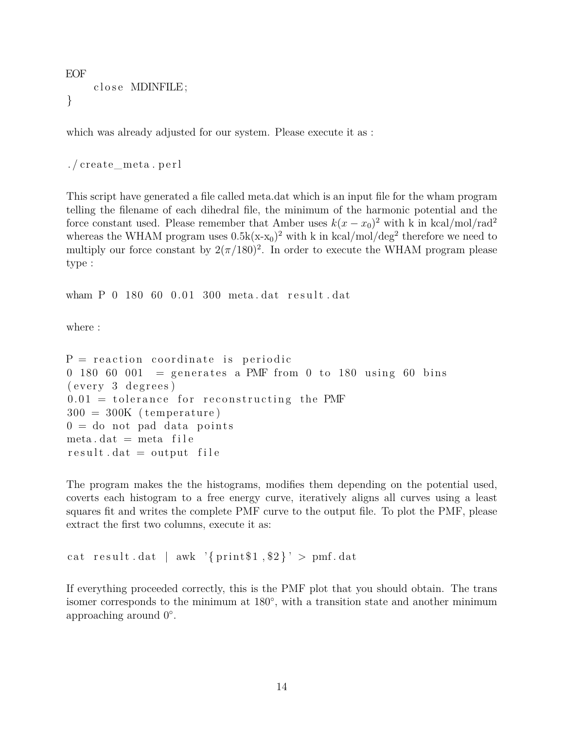```
EOF
    close MDINFILE;
}
```

which was already adjusted for our system. Please execute it as :

```
./create_meta.perl
```

This script have generated a file called meta.dat which is an input file for the wham program telling the filename of each dihedral file, the minimum of the harmonic potential and the force constant used. Please remember that Amber uses $k(x-x_0)^2$ with k in kcal/mol/rad$^2$ whereas the WHAM program uses $0.5k(x-x_0)^2$ with k in kcal/mol/deg$^2$ therefore we need to multiply our force constant by $2(\pi/180)^2$. In order to execute the WHAM program please type :

```
wham P 0 180 60 0.01 300 meta.dat result.dat
```

where :

```
P = reaction coordinate is periodic
0 180 60 001  = generates a PMF from 0 to 180 using 60 bins
(every 3 degrees)
0.01 = tolerance for reconstructing the PMF
300 = 300K (temperature)
0 = do not pad data points
meta.dat = meta file
result.dat = output file
```

The program makes the the histograms, modifies them depending on the potential used, coverts each histogram to a free energy curve, iteratively aligns all curves using a least squares fit and writes the complete PMF curve to the output file. To plot the PMF, please extract the first two columns, execute it as:

```
cat result.dat | awk '{print$1,$2}' > pmf.dat
```

If everything proceeded correctly, this is the PMF plot that you should obtain. The trans isomer corresponds to the minimum at 180°, with a transition state and another minimum approaching around 0°.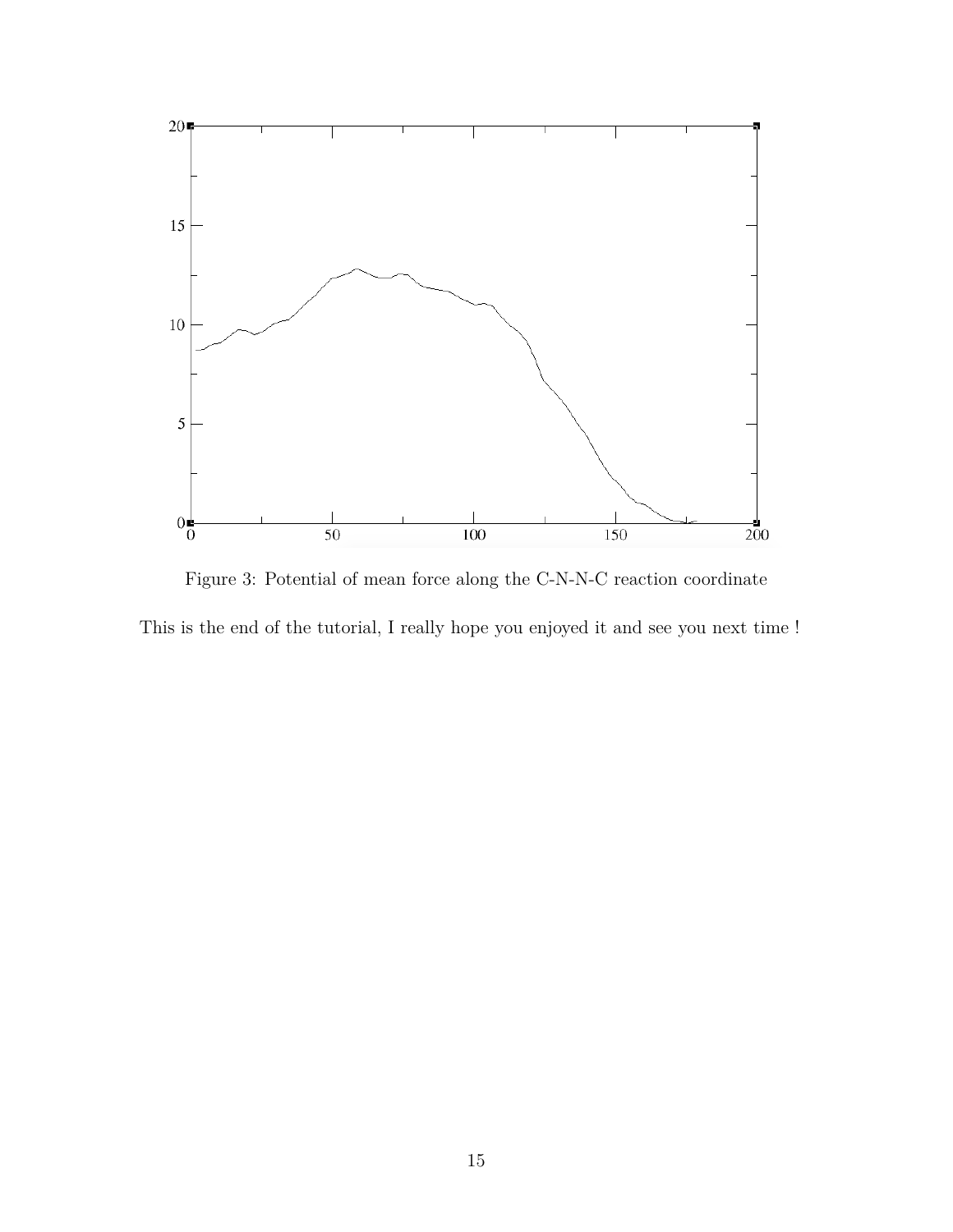20

15

10

5

0

0

50

100

150

200

Figure 3: Potential of mean force along the C-N-N-C reaction coordinate

This is the end of the tutorial, I really hope you enjoyed it and see you next time !